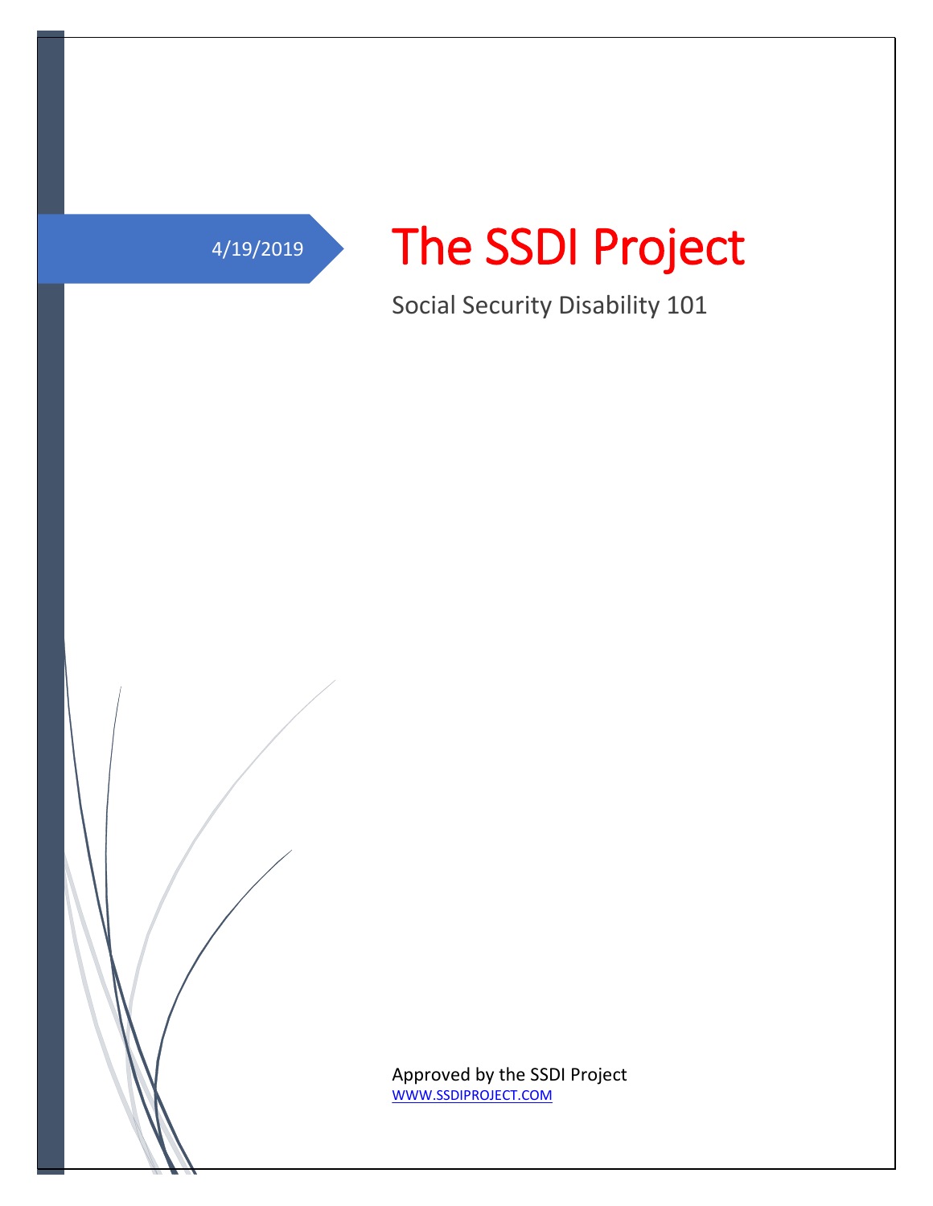4/19/2019

# The SSDI Project

Social Security Disability 101

Approved by the SSDI Project
WWW.SSDIPROJECT.COM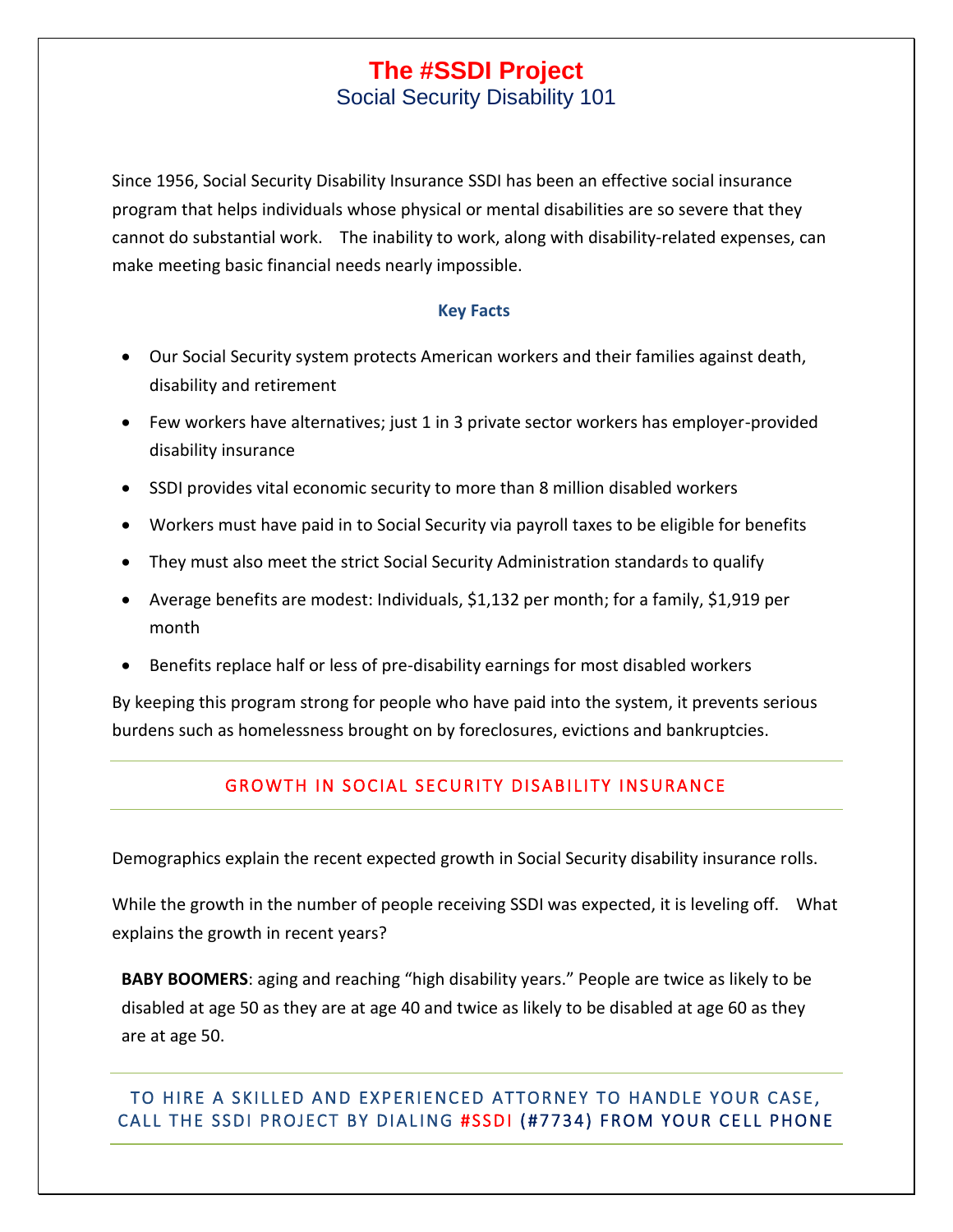# The #SSDI Project

## Social Security Disability 101

Since 1956, Social Security Disability Insurance SSDI has been an effective social insurance program that helps individuals whose physical or mental disabilities are so severe that they cannot do substantial work. The inability to work, along with disability-related expenses, can make meeting basic financial needs nearly impossible.

### Key Facts

- Our Social Security system protects American workers and their families against death, disability and retirement
- Few workers have alternatives; just 1 in 3 private sector workers has employer-provided disability insurance
- SSDI provides vital economic security to more than 8 million disabled workers
- Workers must have paid in to Social Security via payroll taxes to be eligible for benefits
- They must also meet the strict Social Security Administration standards to qualify
- Average benefits are modest: Individuals, $1,132 per month; for a family, $1,919 per month
- Benefits replace half or less of pre-disability earnings for most disabled workers

By keeping this program strong for people who have paid into the system, it prevents serious burdens such as homelessness brought on by foreclosures, evictions and bankruptcies.

## GROWTH IN SOCIAL SECURITY DISABILITY INSURANCE

Demographics explain the recent expected growth in Social Security disability insurance rolls.

While the growth in the number of people receiving SSDI was expected, it is leveling off. What explains the growth in recent years?

**BABY BOOMERS**: aging and reaching "high disability years." People are twice as likely to be disabled at age 50 as they are at age 40 and twice as likely to be disabled at age 60 as they are at age 50.

TO HIRE A SKILLED AND EXPERIENCED ATTORNEY TO HANDLE YOUR CASE, CALL THE SSDI PROJECT BY DIALING #SSDI (#7734) FROM YOUR CELL PHONE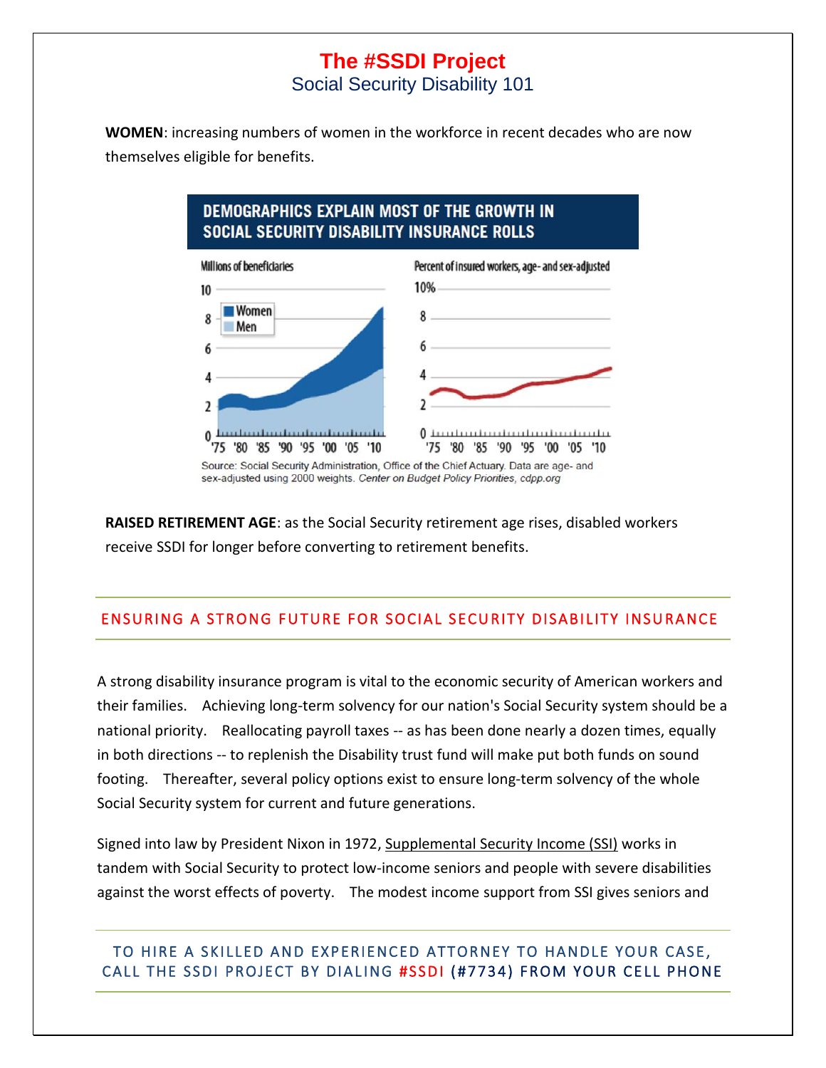**WOMEN**: increasing numbers of women in the workforce in recent decades who are now themselves eligible for benefits.

DEMOGRAPHICS EXPLAIN MOST OF THE GROWTH IN SOCIAL SECURITY DISABILITY INSURANCE ROLLS

Source: Social Security Administration, Office of the Chief Actuary. Data are age- and sex-adjusted using 2000 weights. *Center on Budget Policy Priorities, cdpp.org*

**RAISED RETIREMENT AGE**: as the Social Security retirement age rises, disabled workers receive SSDI for longer before converting to retirement benefits.

## ENSURING A STRONG FUTURE FOR SOCIAL SECURITY DISABILITY INSURANCE

A strong disability insurance program is vital to the economic security of American workers and their families. Achieving long-term solvency for our nation's Social Security system should be a national priority. Reallocating payroll taxes -- as has been done nearly a dozen times, equally in both directions -- to replenish the Disability trust fund will make put both funds on sound footing. Thereafter, several policy options exist to ensure long-term solvency of the whole Social Security system for current and future generations.

Signed into law by President Nixon in 1972, Supplemental Security Income (SSI) works in tandem with Social Security to protect low-income seniors and people with severe disabilities against the worst effects of poverty. The modest income support from SSI gives seniors and

TO HIRE A SKILLED AND EXPERIENCED ATTORNEY TO HANDLE YOUR CASE, CALL THE SSDI PROJECT BY DIALING #SSDI (#7734) FROM YOUR CELL PHONE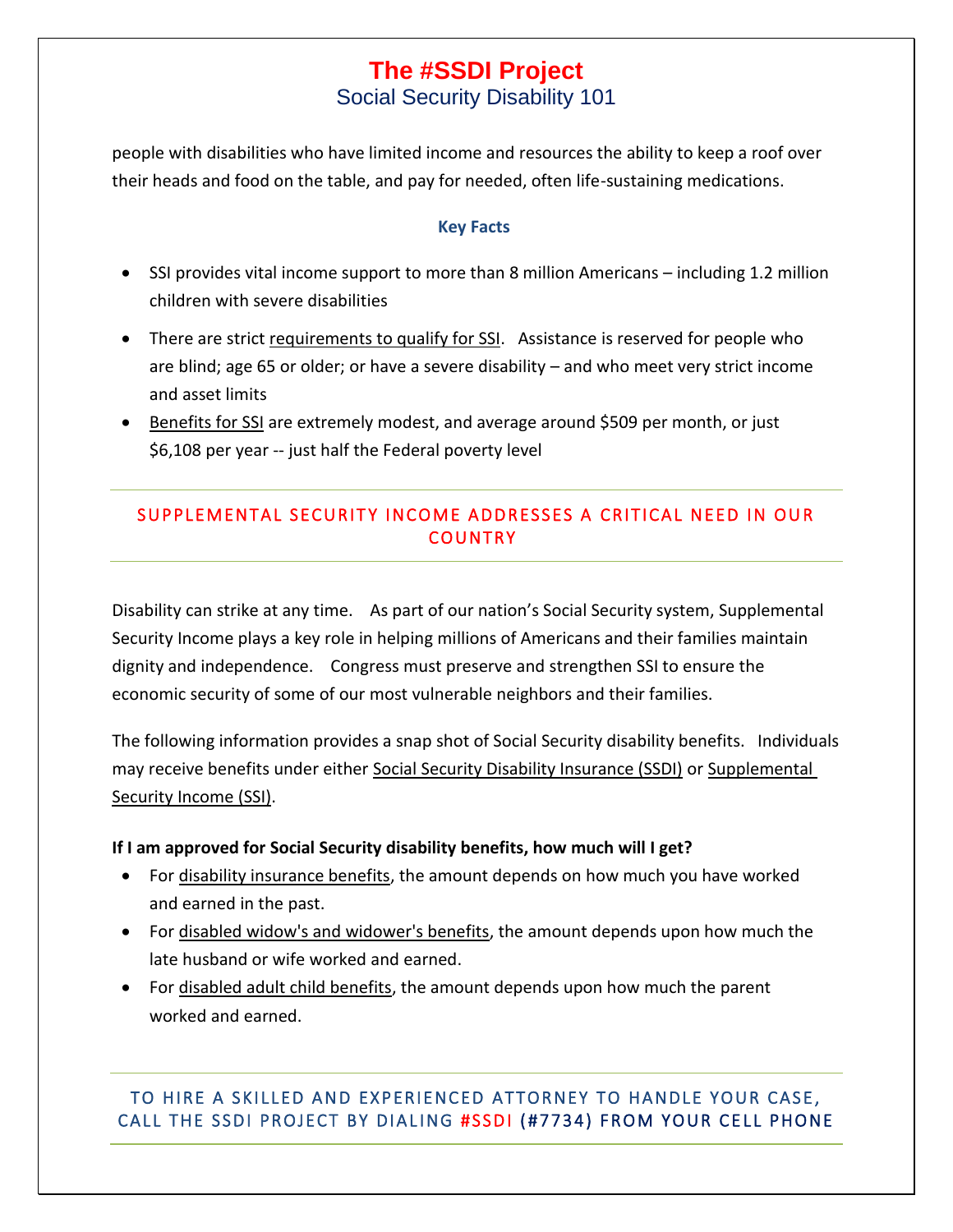people with disabilities who have limited income and resources the ability to keep a roof over their heads and food on the table, and pay for needed, often life-sustaining medications.

### Key Facts

- SSI provides vital income support to more than 8 million Americans – including 1.2 million children with severe disabilities
- There are strict requirements to qualify for SSI. Assistance is reserved for people who are blind; age 65 or older; or have a severe disability – and who meet very strict income and asset limits
- Benefits for SSI are extremely modest, and average around $509 per month, or just $6,108 per year -- just half the Federal poverty level

## SUPPLEMENTAL SECURITY INCOME ADDRESSES A CRITICAL NEED IN OUR COUNTRY

Disability can strike at any time. As part of our nation's Social Security system, Supplemental Security Income plays a key role in helping millions of Americans and their families maintain dignity and independence. Congress must preserve and strengthen SSI to ensure the economic security of some of our most vulnerable neighbors and their families.

The following information provides a snap shot of Social Security disability benefits. Individuals may receive benefits under either Social Security Disability Insurance (SSDI) or Supplemental Security Income (SSI).

**If I am approved for Social Security disability benefits, how much will I get?**

- For disability insurance benefits, the amount depends on how much you have worked and earned in the past.
- For disabled widow's and widower's benefits, the amount depends upon how much the late husband or wife worked and earned.
- For disabled adult child benefits, the amount depends upon how much the parent worked and earned.

TO HIRE A SKILLED AND EXPERIENCED ATTORNEY TO HANDLE YOUR CASE, CALL THE SSDI PROJECT BY DIALING #SSDI (#7734) FROM YOUR CELL PHONE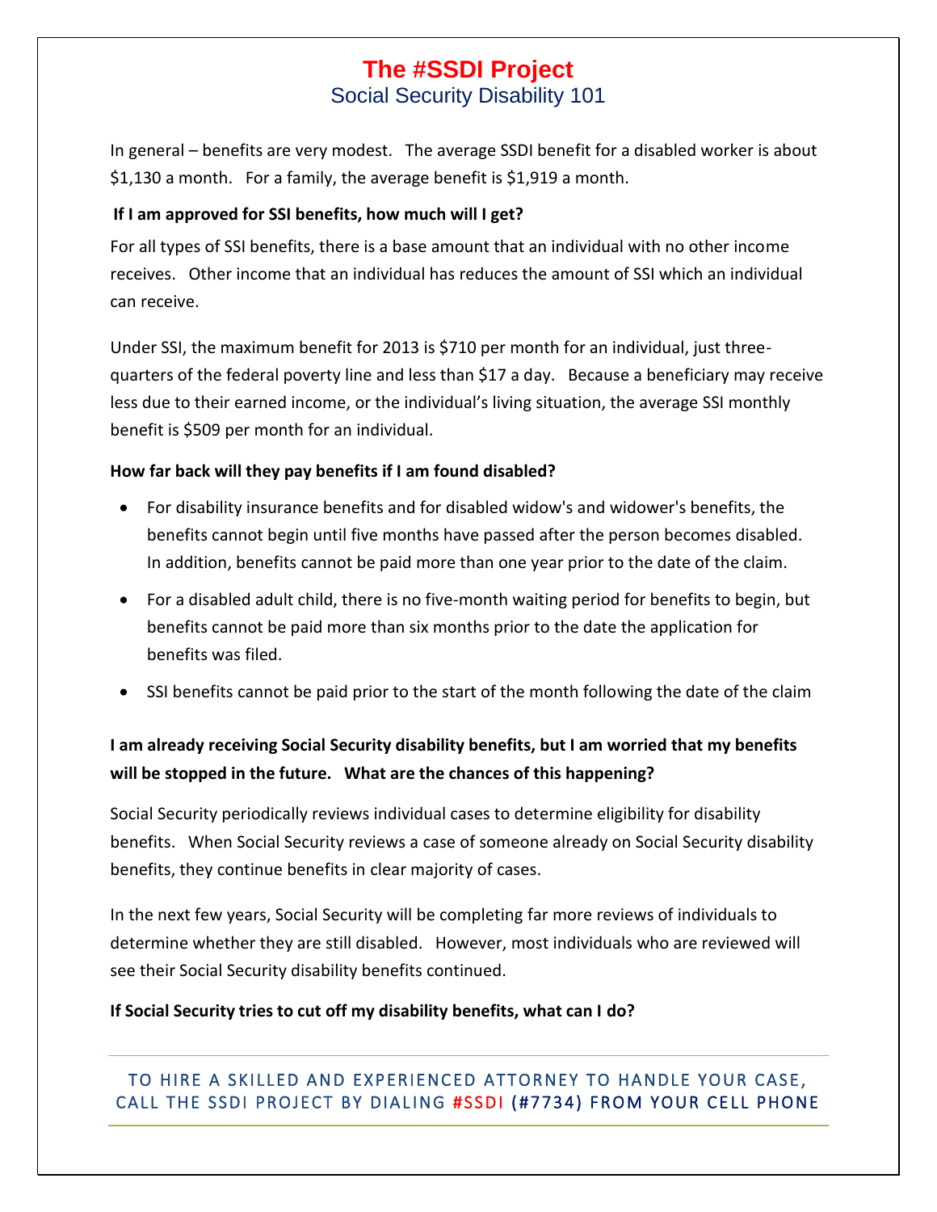# The #SSDI Project

## Social Security Disability 101

In general – benefits are very modest. The average SSDI benefit for a disabled worker is about $1,130 a month. For a family, the average benefit is $1,919 a month.

**If I am approved for SSI benefits, how much will I get?**

For all types of SSI benefits, there is a base amount that an individual with no other income receives. Other income that an individual has reduces the amount of SSI which an individual can receive.

Under SSI, the maximum benefit for 2013 is $710 per month for an individual, just three-quarters of the federal poverty line and less than $17 a day. Because a beneficiary may receive less due to their earned income, or the individual's living situation, the average SSI monthly benefit is $509 per month for an individual.

**How far back will they pay benefits if I am found disabled?**

- For disability insurance benefits and for disabled widow's and widower's benefits, the benefits cannot begin until five months have passed after the person becomes disabled. In addition, benefits cannot be paid more than one year prior to the date of the claim.
- For a disabled adult child, there is no five-month waiting period for benefits to begin, but benefits cannot be paid more than six months prior to the date the application for benefits was filed.
- SSI benefits cannot be paid prior to the start of the month following the date of the claim

**I am already receiving Social Security disability benefits, but I am worried that my benefits will be stopped in the future. What are the chances of this happening?**

Social Security periodically reviews individual cases to determine eligibility for disability benefits. When Social Security reviews a case of someone already on Social Security disability benefits, they continue benefits in clear majority of cases.

In the next few years, Social Security will be completing far more reviews of individuals to determine whether they are still disabled. However, most individuals who are reviewed will see their Social Security disability benefits continued.

**If Social Security tries to cut off my disability benefits, what can I do?**

TO HIRE A SKILLED AND EXPERIENCED ATTORNEY TO HANDLE YOUR CASE, CALL THE SSDI PROJECT BY DIALING #SSDI (#7734) FROM YOUR CELL PHONE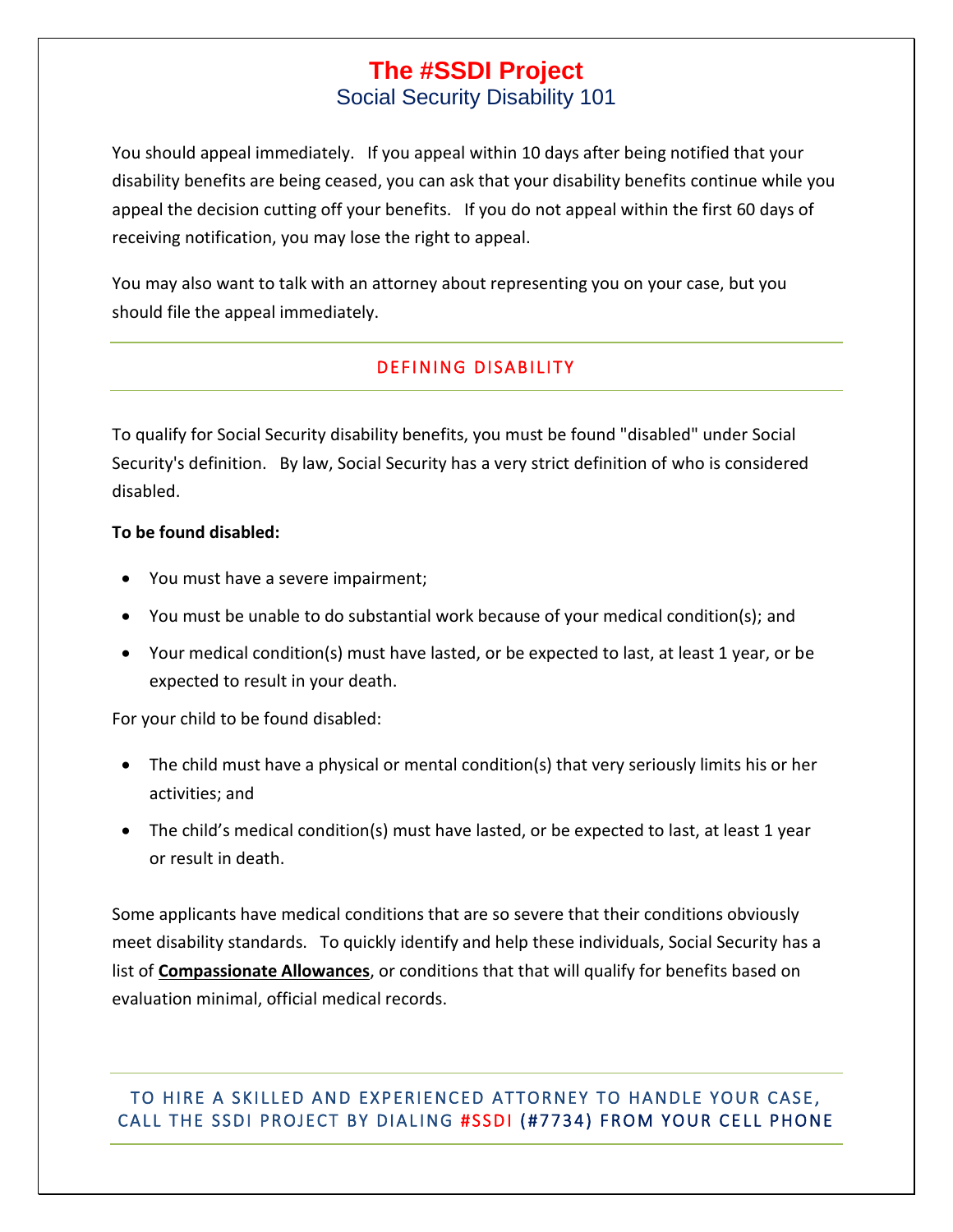You should appeal immediately. If you appeal within 10 days after being notified that your disability benefits are being ceased, you can ask that your disability benefits continue while you appeal the decision cutting off your benefits. If you do not appeal within the first 60 days of receiving notification, you may lose the right to appeal.

You may also want to talk with an attorney about representing you on your case, but you should file the appeal immediately.

## DEFINING DISABILITY

To qualify for Social Security disability benefits, you must be found "disabled" under Social Security's definition. By law, Social Security has a very strict definition of who is considered disabled.

**To be found disabled:**

- You must have a severe impairment;
- You must be unable to do substantial work because of your medical condition(s); and
- Your medical condition(s) must have lasted, or be expected to last, at least 1 year, or be expected to result in your death.

For your child to be found disabled:

- The child must have a physical or mental condition(s) that very seriously limits his or her activities; and
- The child's medical condition(s) must have lasted, or be expected to last, at least 1 year or result in death.

Some applicants have medical conditions that are so severe that their conditions obviously meet disability standards. To quickly identify and help these individuals, Social Security has a list of **Compassionate Allowances**, or conditions that that will qualify for benefits based on evaluation minimal, official medical records.

TO HIRE A SKILLED AND EXPERIENCED ATTORNEY TO HANDLE YOUR CASE, CALL THE SSDI PROJECT BY DIALING #SSDI (#7734) FROM YOUR CELL PHONE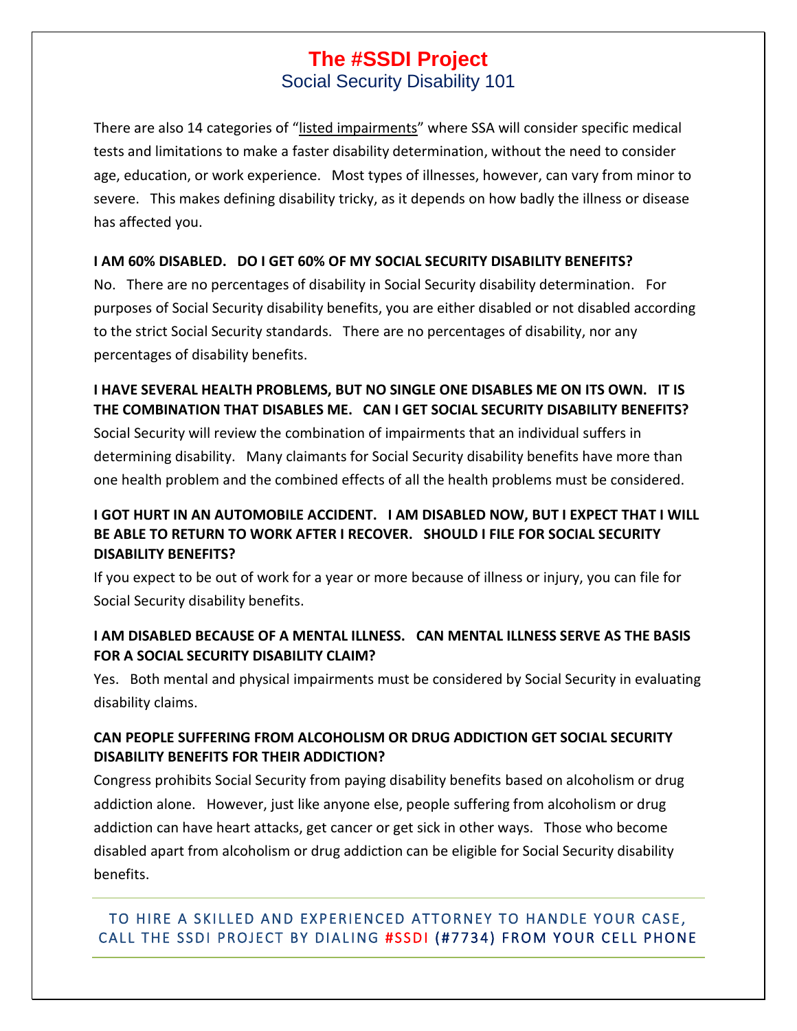There are also 14 categories of "listed impairments" where SSA will consider specific medical tests and limitations to make a faster disability determination, without the need to consider age, education, or work experience. Most types of illnesses, however, can vary from minor to severe. This makes defining disability tricky, as it depends on how badly the illness or disease has affected you.

**I AM 60% DISABLED. DO I GET 60% OF MY SOCIAL SECURITY DISABILITY BENEFITS?**

No. There are no percentages of disability in Social Security disability determination. For purposes of Social Security disability benefits, you are either disabled or not disabled according to the strict Social Security standards. There are no percentages of disability, nor any percentages of disability benefits.

**I HAVE SEVERAL HEALTH PROBLEMS, BUT NO SINGLE ONE DISABLES ME ON ITS OWN. IT IS THE COMBINATION THAT DISABLES ME. CAN I GET SOCIAL SECURITY DISABILITY BENEFITS?**

Social Security will review the combination of impairments that an individual suffers in determining disability. Many claimants for Social Security disability benefits have more than one health problem and the combined effects of all the health problems must be considered.

**I GOT HURT IN AN AUTOMOBILE ACCIDENT. I AM DISABLED NOW, BUT I EXPECT THAT I WILL BE ABLE TO RETURN TO WORK AFTER I RECOVER. SHOULD I FILE FOR SOCIAL SECURITY DISABILITY BENEFITS?**

If you expect to be out of work for a year or more because of illness or injury, you can file for Social Security disability benefits.

**I AM DISABLED BECAUSE OF A MENTAL ILLNESS. CAN MENTAL ILLNESS SERVE AS THE BASIS FOR A SOCIAL SECURITY DISABILITY CLAIM?**

Yes. Both mental and physical impairments must be considered by Social Security in evaluating disability claims.

**CAN PEOPLE SUFFERING FROM ALCOHOLISM OR DRUG ADDICTION GET SOCIAL SECURITY DISABILITY BENEFITS FOR THEIR ADDICTION?**

Congress prohibits Social Security from paying disability benefits based on alcoholism or drug addiction alone. However, just like anyone else, people suffering from alcoholism or drug addiction can have heart attacks, get cancer or get sick in other ways. Those who become disabled apart from alcoholism or drug addiction can be eligible for Social Security disability benefits.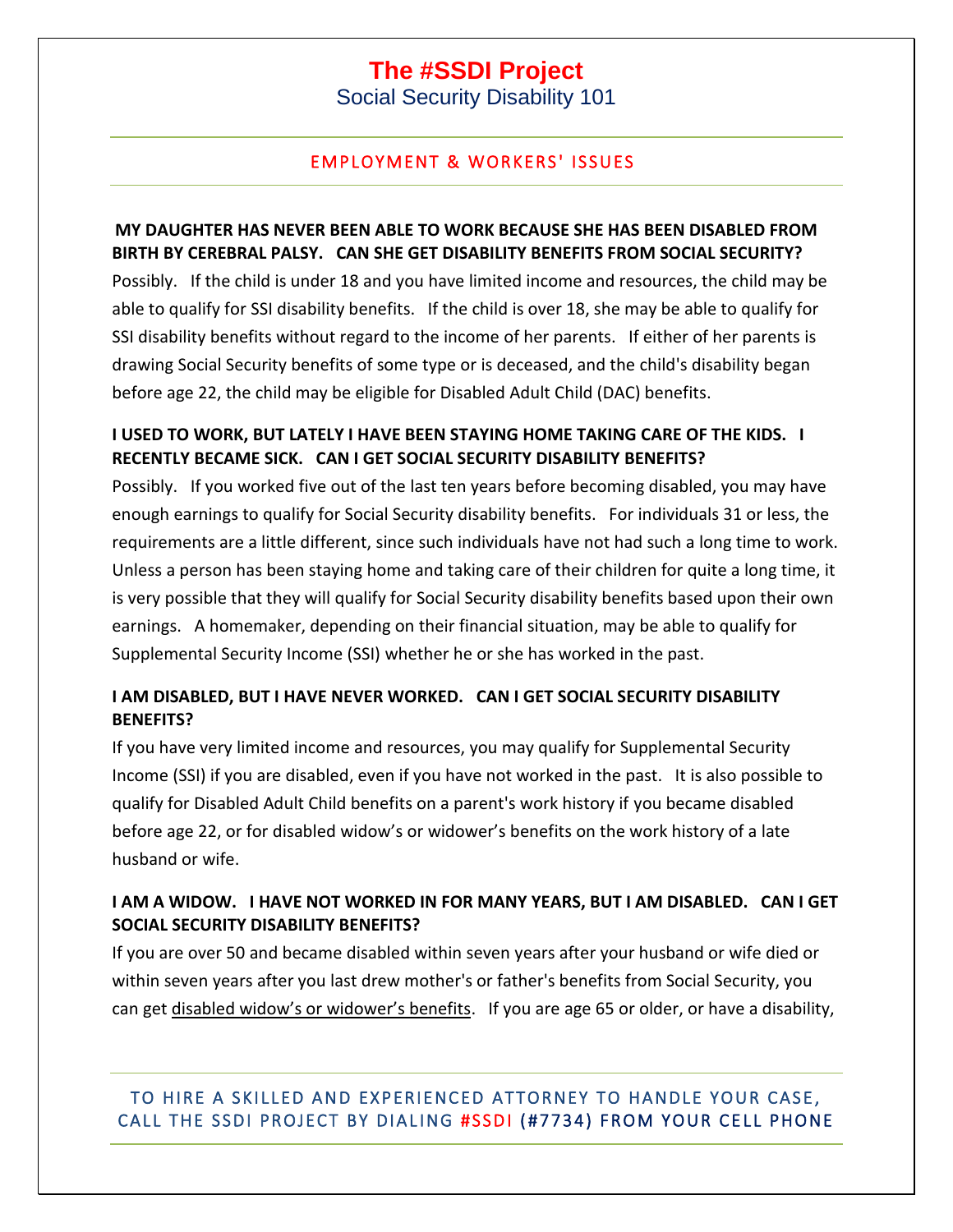## EMPLOYMENT & WORKERS' ISSUES

**MY DAUGHTER HAS NEVER BEEN ABLE TO WORK BECAUSE SHE HAS BEEN DISABLED FROM BIRTH BY CEREBRAL PALSY. CAN SHE GET DISABILITY BENEFITS FROM SOCIAL SECURITY?**

Possibly. If the child is under 18 and you have limited income and resources, the child may be able to qualify for SSI disability benefits. If the child is over 18, she may be able to qualify for SSI disability benefits without regard to the income of her parents. If either of her parents is drawing Social Security benefits of some type or is deceased, and the child's disability began before age 22, the child may be eligible for Disabled Adult Child (DAC) benefits.

**I USED TO WORK, BUT LATELY I HAVE BEEN STAYING HOME TAKING CARE OF THE KIDS. I RECENTLY BECAME SICK. CAN I GET SOCIAL SECURITY DISABILITY BENEFITS?**

Possibly. If you worked five out of the last ten years before becoming disabled, you may have enough earnings to qualify for Social Security disability benefits. For individuals 31 or less, the requirements are a little different, since such individuals have not had such a long time to work. Unless a person has been staying home and taking care of their children for quite a long time, it is very possible that they will qualify for Social Security disability benefits based upon their own earnings. A homemaker, depending on their financial situation, may be able to qualify for Supplemental Security Income (SSI) whether he or she has worked in the past.

**I AM DISABLED, BUT I HAVE NEVER WORKED. CAN I GET SOCIAL SECURITY DISABILITY BENEFITS?**

If you have very limited income and resources, you may qualify for Supplemental Security Income (SSI) if you are disabled, even if you have not worked in the past. It is also possible to qualify for Disabled Adult Child benefits on a parent's work history if you became disabled before age 22, or for disabled widow's or widower's benefits on the work history of a late husband or wife.

**I AM A WIDOW. I HAVE NOT WORKED IN FOR MANY YEARS, BUT I AM DISABLED. CAN I GET SOCIAL SECURITY DISABILITY BENEFITS?**

If you are over 50 and became disabled within seven years after your husband or wife died or within seven years after you last drew mother's or father's benefits from Social Security, you can get disabled widow's or widower's benefits. If you are age 65 or older, or have a disability,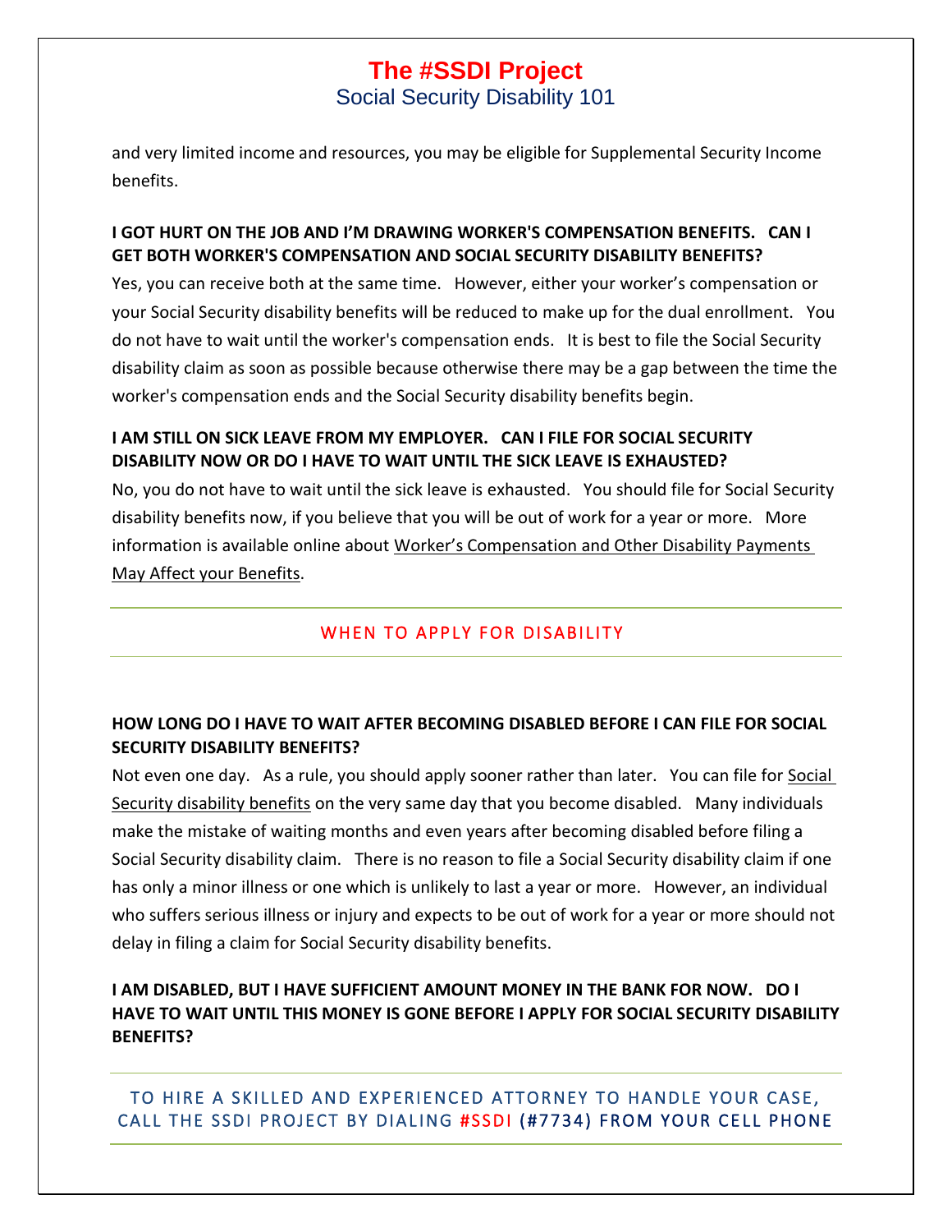and very limited income and resources, you may be eligible for Supplemental Security Income benefits.

**I GOT HURT ON THE JOB AND I'M DRAWING WORKER'S COMPENSATION BENEFITS. CAN I GET BOTH WORKER'S COMPENSATION AND SOCIAL SECURITY DISABILITY BENEFITS?**

Yes, you can receive both at the same time. However, either your worker's compensation or your Social Security disability benefits will be reduced to make up for the dual enrollment. You do not have to wait until the worker's compensation ends. It is best to file the Social Security disability claim as soon as possible because otherwise there may be a gap between the time the worker's compensation ends and the Social Security disability benefits begin.

**I AM STILL ON SICK LEAVE FROM MY EMPLOYER. CAN I FILE FOR SOCIAL SECURITY DISABILITY NOW OR DO I HAVE TO WAIT UNTIL THE SICK LEAVE IS EXHAUSTED?**

No, you do not have to wait until the sick leave is exhausted. You should file for Social Security disability benefits now, if you believe that you will be out of work for a year or more. More information is available online about Worker's Compensation and Other Disability Payments May Affect your Benefits.

## WHEN TO APPLY FOR DISABILITY

**HOW LONG DO I HAVE TO WAIT AFTER BECOMING DISABLED BEFORE I CAN FILE FOR SOCIAL SECURITY DISABILITY BENEFITS?**

Not even one day. As a rule, you should apply sooner rather than later. You can file for Social Security disability benefits on the very same day that you become disabled. Many individuals make the mistake of waiting months and even years after becoming disabled before filing a Social Security disability claim. There is no reason to file a Social Security disability claim if one has only a minor illness or one which is unlikely to last a year or more. However, an individual who suffers serious illness or injury and expects to be out of work for a year or more should not delay in filing a claim for Social Security disability benefits.

**I AM DISABLED, BUT I HAVE SUFFICIENT AMOUNT MONEY IN THE BANK FOR NOW. DO I HAVE TO WAIT UNTIL THIS MONEY IS GONE BEFORE I APPLY FOR SOCIAL SECURITY DISABILITY BENEFITS?**

TO HIRE A SKILLED AND EXPERIENCED ATTORNEY TO HANDLE YOUR CASE, CALL THE SSDI PROJECT BY DIALING #SSDI (#7734) FROM YOUR CELL PHONE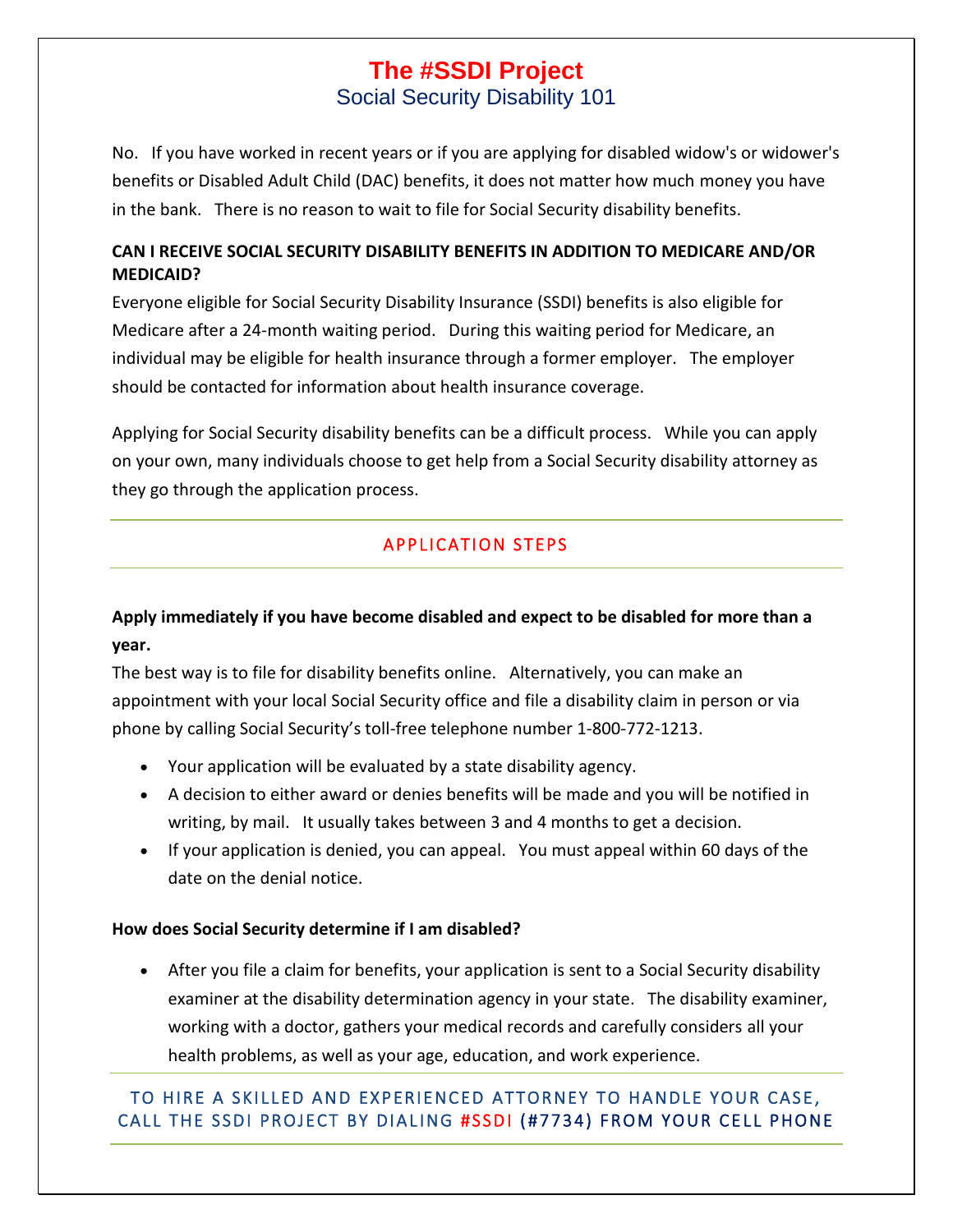No. If you have worked in recent years or if you are applying for disabled widow's or widower's benefits or Disabled Adult Child (DAC) benefits, it does not matter how much money you have in the bank. There is no reason to wait to file for Social Security disability benefits.

**CAN I RECEIVE SOCIAL SECURITY DISABILITY BENEFITS IN ADDITION TO MEDICARE AND/OR MEDICAID?**

Everyone eligible for Social Security Disability Insurance (SSDI) benefits is also eligible for Medicare after a 24-month waiting period. During this waiting period for Medicare, an individual may be eligible for health insurance through a former employer. The employer should be contacted for information about health insurance coverage.

Applying for Social Security disability benefits can be a difficult process. While you can apply on your own, many individuals choose to get help from a Social Security disability attorney as they go through the application process.

## APPLICATION STEPS

**Apply immediately if you have become disabled and expect to be disabled for more than a year.**

The best way is to file for disability benefits online. Alternatively, you can make an appointment with your local Social Security office and file a disability claim in person or via phone by calling Social Security's toll-free telephone number 1-800-772-1213.

- Your application will be evaluated by a state disability agency.
- A decision to either award or denies benefits will be made and you will be notified in writing, by mail. It usually takes between 3 and 4 months to get a decision.
- If your application is denied, you can appeal. You must appeal within 60 days of the date on the denial notice.

**How does Social Security determine if I am disabled?**

- After you file a claim for benefits, your application is sent to a Social Security disability examiner at the disability determination agency in your state. The disability examiner, working with a doctor, gathers your medical records and carefully considers all your health problems, as well as your age, education, and work experience.

TO HIRE A SKILLED AND EXPERIENCED ATTORNEY TO HANDLE YOUR CASE, CALL THE SSDI PROJECT BY DIALING #SSDI (#7734) FROM YOUR CELL PHONE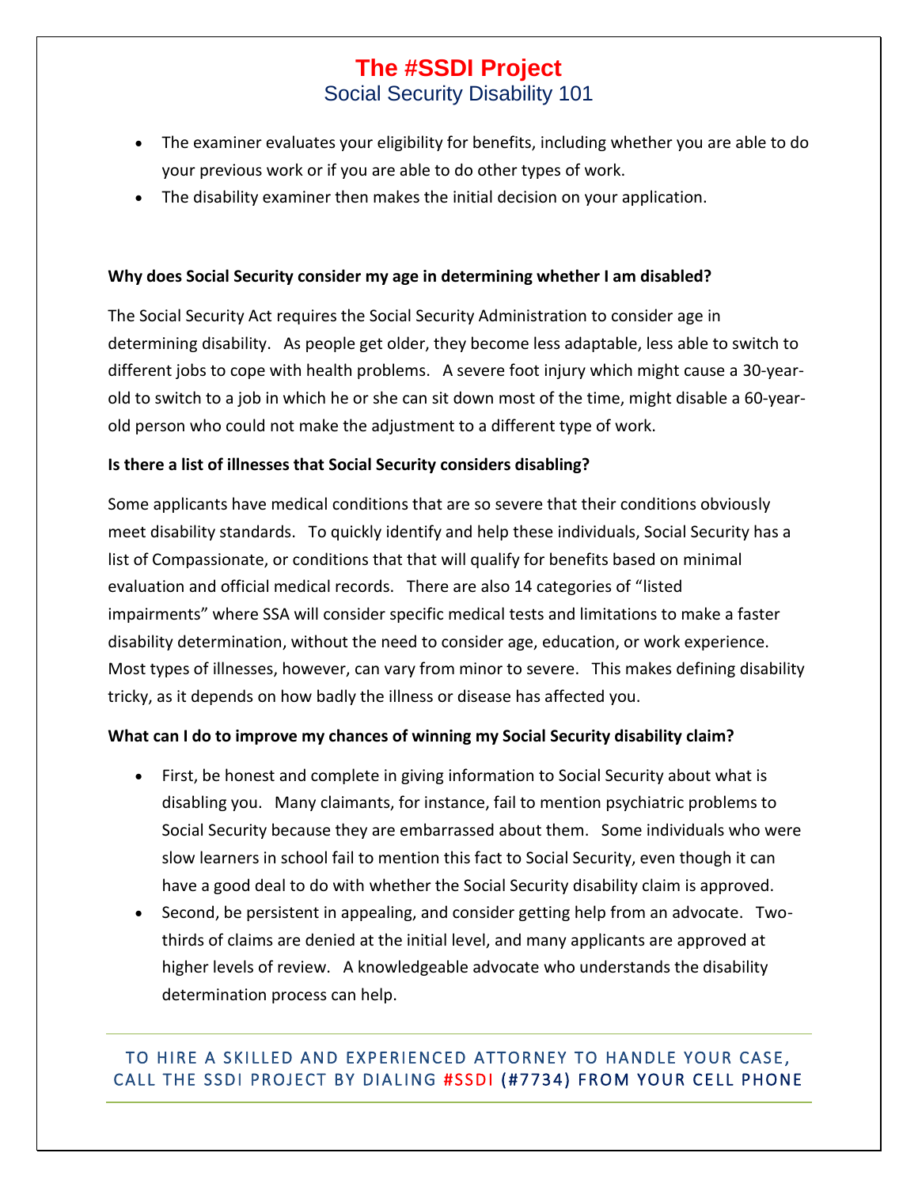- The examiner evaluates your eligibility for benefits, including whether you are able to do your previous work or if you are able to do other types of work.
- The disability examiner then makes the initial decision on your application.

**Why does Social Security consider my age in determining whether I am disabled?**

The Social Security Act requires the Social Security Administration to consider age in determining disability. As people get older, they become less adaptable, less able to switch to different jobs to cope with health problems. A severe foot injury which might cause a 30-year-old to switch to a job in which he or she can sit down most of the time, might disable a 60-year-old person who could not make the adjustment to a different type of work.

**Is there a list of illnesses that Social Security considers disabling?**

Some applicants have medical conditions that are so severe that their conditions obviously meet disability standards. To quickly identify and help these individuals, Social Security has a list of Compassionate, or conditions that that will qualify for benefits based on minimal evaluation and official medical records. There are also 14 categories of "listed impairments" where SSA will consider specific medical tests and limitations to make a faster disability determination, without the need to consider age, education, or work experience. Most types of illnesses, however, can vary from minor to severe. This makes defining disability tricky, as it depends on how badly the illness or disease has affected you.

**What can I do to improve my chances of winning my Social Security disability claim?**

- First, be honest and complete in giving information to Social Security about what is disabling you. Many claimants, for instance, fail to mention psychiatric problems to Social Security because they are embarrassed about them. Some individuals who were slow learners in school fail to mention this fact to Social Security, even though it can have a good deal to do with whether the Social Security disability claim is approved.
- Second, be persistent in appealing, and consider getting help from an advocate. Two-thirds of claims are denied at the initial level, and many applicants are approved at higher levels of review. A knowledgeable advocate who understands the disability determination process can help.

TO HIRE A SKILLED AND EXPERIENCED ATTORNEY TO HANDLE YOUR CASE, CALL THE SSDI PROJECT BY DIALING #SSDI (#7734) FROM YOUR CELL PHONE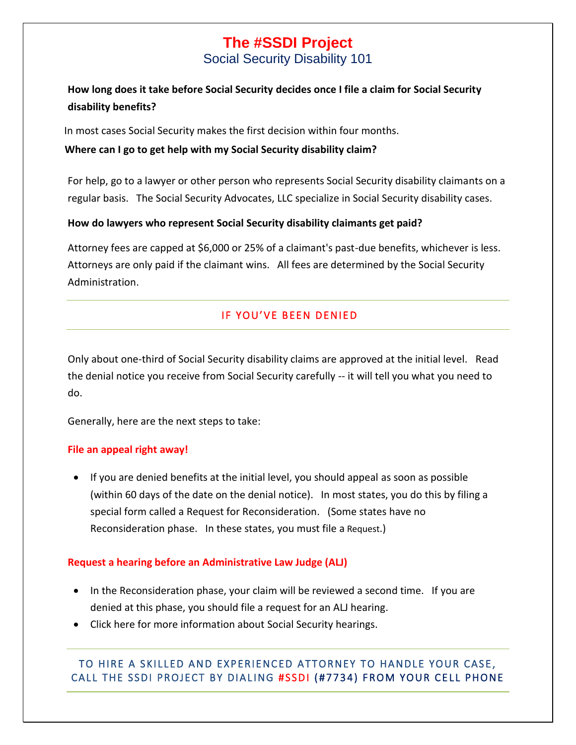# The #SSDI Project

## Social Security Disability 101

**How long does it take before Social Security decides once I file a claim for Social Security disability benefits?**

In most cases Social Security makes the first decision within four months.

**Where can I go to get help with my Social Security disability claim?**

For help, go to a lawyer or other person who represents Social Security disability claimants on a regular basis. The Social Security Advocates, LLC specialize in Social Security disability cases.

**How do lawyers who represent Social Security disability claimants get paid?**

Attorney fees are capped at $6,000 or 25% of a claimant's past-due benefits, whichever is less. Attorneys are only paid if the claimant wins. All fees are determined by the Social Security Administration.

---

## IF YOU'VE BEEN DENIED

---

Only about one-third of Social Security disability claims are approved at the initial level. Read the denial notice you receive from Social Security carefully -- it will tell you what you need to do.

Generally, here are the next steps to take:

**File an appeal right away!**

- If you are denied benefits at the initial level, you should appeal as soon as possible (within 60 days of the date on the denial notice). In most states, you do this by filing a special form called a Request for Reconsideration. (Some states have no Reconsideration phase. In these states, you must file a Request.)

**Request a hearing before an Administrative Law Judge (ALJ)**

- In the Reconsideration phase, your claim will be reviewed a second time. If you are denied at this phase, you should file a request for an ALJ hearing.
- Click here for more information about Social Security hearings.

---

TO HIRE A SKILLED AND EXPERIENCED ATTORNEY TO HANDLE YOUR CASE, CALL THE SSDI PROJECT BY DIALING #SSDI (#7734) FROM YOUR CELL PHONE

---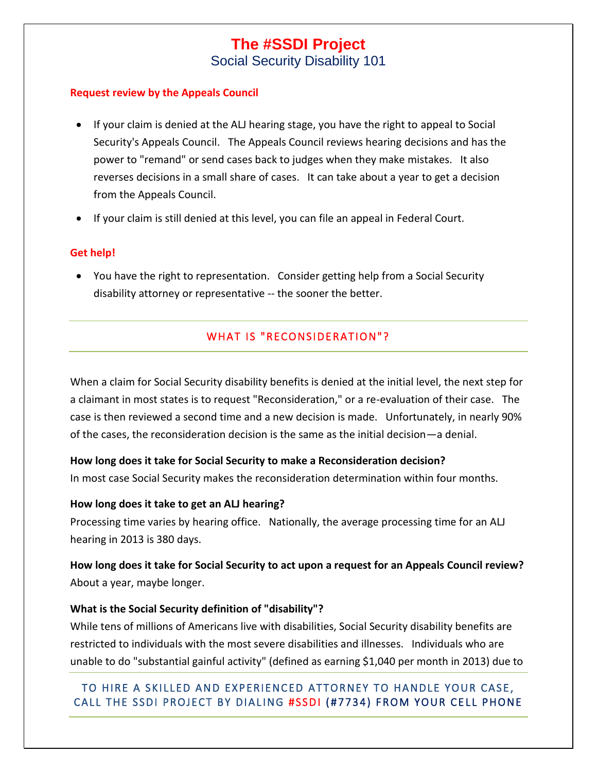## Request review by the Appeals Council

- If your claim is denied at the ALJ hearing stage, you have the right to appeal to Social Security's Appeals Council. The Appeals Council reviews hearing decisions and has the power to "remand" or send cases back to judges when they make mistakes. It also reverses decisions in a small share of cases. It can take about a year to get a decision from the Appeals Council.
- If your claim is still denied at this level, you can file an appeal in Federal Court.

## Get help!

- You have the right to representation. Consider getting help from a Social Security disability attorney or representative -- the sooner the better.

## WHAT IS "RECONSIDERATION"?

When a claim for Social Security disability benefits is denied at the initial level, the next step for a claimant in most states is to request "Reconsideration," or a re-evaluation of their case. The case is then reviewed a second time and a new decision is made. Unfortunately, in nearly 90% of the cases, the reconsideration decision is the same as the initial decision—a denial.

**How long does it take for Social Security to make a Reconsideration decision?**
In most case Social Security makes the reconsideration determination within four months.

**How long does it take to get an ALJ hearing?**
Processing time varies by hearing office. Nationally, the average processing time for an ALJ hearing in 2013 is 380 days.

**How long does it take for Social Security to act upon a request for an Appeals Council review?**
About a year, maybe longer.

**What is the Social Security definition of "disability"?**
While tens of millions of Americans live with disabilities, Social Security disability benefits are restricted to individuals with the most severe disabilities and illnesses. Individuals who are unable to do "substantial gainful activity" (defined as earning $1,040 per month in 2013) due to

TO HIRE A SKILLED AND EXPERIENCED ATTORNEY TO HANDLE YOUR CASE, CALL THE SSDI PROJECT BY DIALING #SSDI (#7734) FROM YOUR CELL PHONE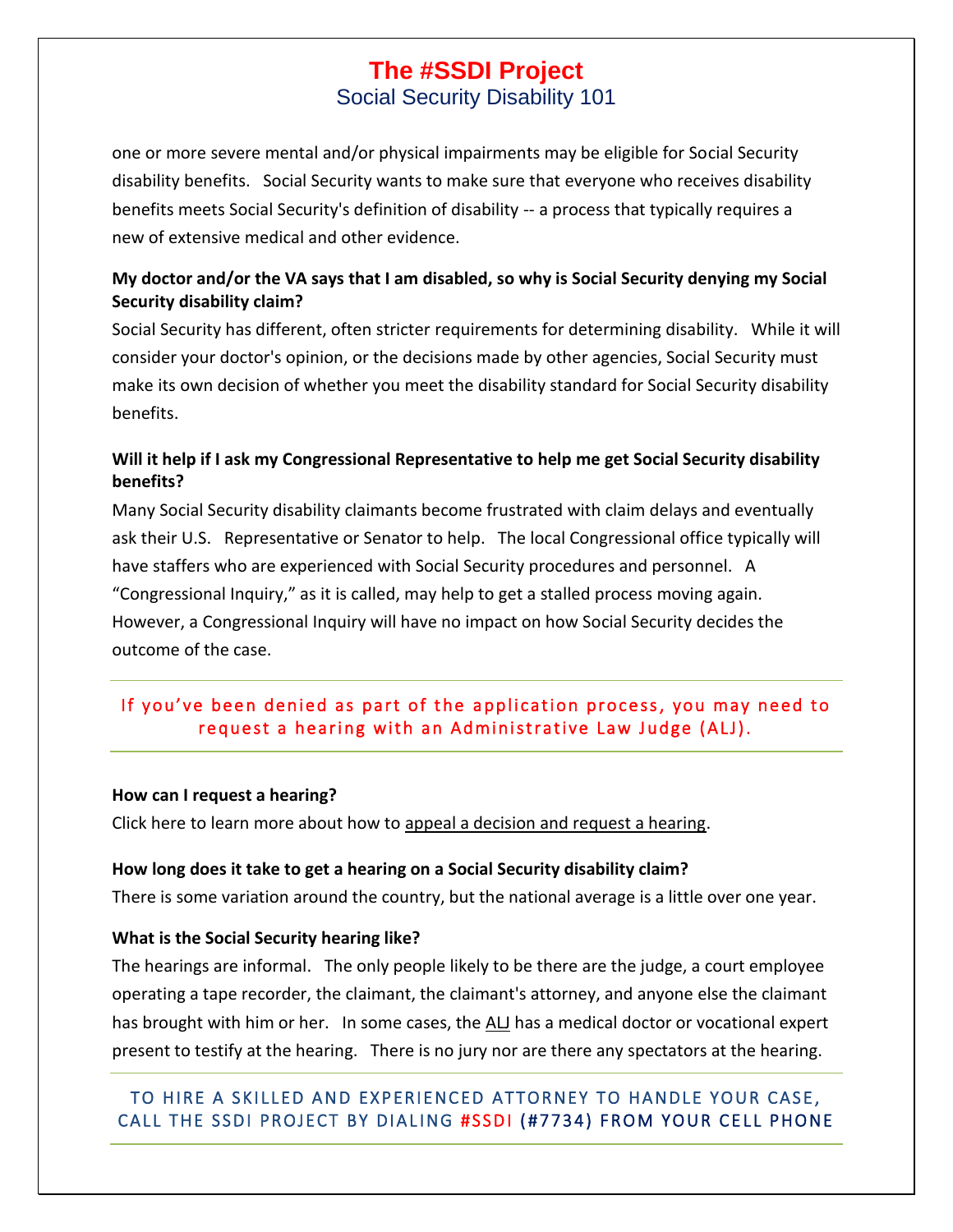one or more severe mental and/or physical impairments may be eligible for Social Security disability benefits. Social Security wants to make sure that everyone who receives disability benefits meets Social Security's definition of disability -- a process that typically requires a new of extensive medical and other evidence.

**My doctor and/or the VA says that I am disabled, so why is Social Security denying my Social Security disability claim?**

Social Security has different, often stricter requirements for determining disability. While it will consider your doctor's opinion, or the decisions made by other agencies, Social Security must make its own decision of whether you meet the disability standard for Social Security disability benefits.

**Will it help if I ask my Congressional Representative to help me get Social Security disability benefits?**

Many Social Security disability claimants become frustrated with claim delays and eventually ask their U.S. Representative or Senator to help. The local Congressional office typically will have staffers who are experienced with Social Security procedures and personnel. A "Congressional Inquiry," as it is called, may help to get a stalled process moving again. However, a Congressional Inquiry will have no impact on how Social Security decides the outcome of the case.

---

If you've been denied as part of the application process, you may need to request a hearing with an Administrative Law Judge (ALJ).

---

**How can I request a hearing?**

Click here to learn more about how to appeal a decision and request a hearing.

**How long does it take to get a hearing on a Social Security disability claim?**

There is some variation around the country, but the national average is a little over one year.

**What is the Social Security hearing like?**

The hearings are informal. The only people likely to be there are the judge, a court employee operating a tape recorder, the claimant, the claimant's attorney, and anyone else the claimant has brought with him or her. In some cases, the ALJ has a medical doctor or vocational expert present to testify at the hearing. There is no jury nor are there any spectators at the hearing.

---

TO HIRE A SKILLED AND EXPERIENCED ATTORNEY TO HANDLE YOUR CASE, CALL THE SSDI PROJECT BY DIALING #SSDI (#7734) FROM YOUR CELL PHONE

---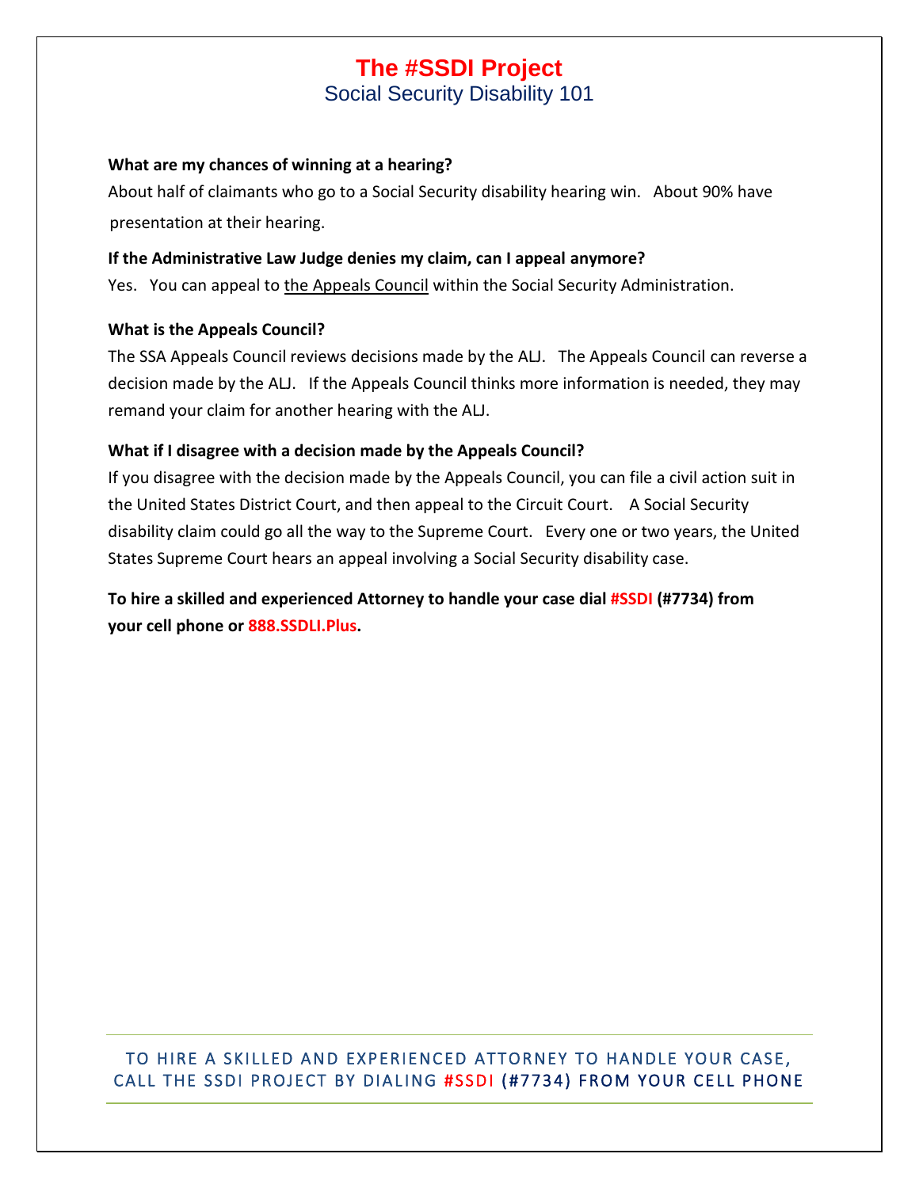# The #SSDI Project

## Social Security Disability 101

**What are my chances of winning at a hearing?**

About half of claimants who go to a Social Security disability hearing win. About 90% have presentation at their hearing.

**If the Administrative Law Judge denies my claim, can I appeal anymore?**

Yes. You can appeal to the Appeals Council within the Social Security Administration.

**What is the Appeals Council?**

The SSA Appeals Council reviews decisions made by the ALJ. The Appeals Council can reverse a decision made by the ALJ. If the Appeals Council thinks more information is needed, they may remand your claim for another hearing with the ALJ.

**What if I disagree with a decision made by the Appeals Council?**

If you disagree with the decision made by the Appeals Council, you can file a civil action suit in the United States District Court, and then appeal to the Circuit Court. A Social Security disability claim could go all the way to the Supreme Court. Every one or two years, the United States Supreme Court hears an appeal involving a Social Security disability case.

**To hire a skilled and experienced Attorney to handle your case dial #SSDI (#7734) from your cell phone or 888.SSDLI.Plus.**

TO HIRE A SKILLED AND EXPERIENCED ATTORNEY TO HANDLE YOUR CASE, CALL THE SSDI PROJECT BY DIALING #SSDI (#7734) FROM YOUR CELL PHONE